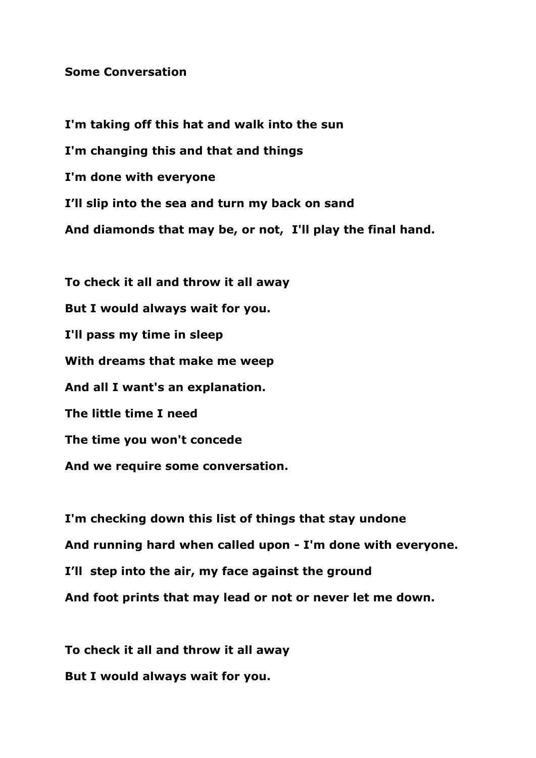**Some Conversation**

**I'm taking off this hat and walk into the sun**

**I'm changing this and that and things**

**I'm done with everyone**

**I'll slip into the sea and turn my back on sand**

**And diamonds that may be, or not,  I'll play the final hand.**

**To check it all and throw it all away**

**But I would always wait for you.**

**I'll pass my time in sleep**

**With dreams that make me weep**

**And all I want's an explanation.**

**The little time I need**

**The time you won't concede**

**And we require some conversation.**

**I'm checking down this list of things that stay undone**

**And running hard when called upon - I'm done with everyone.**

**I'll  step into the air, my face against the ground**

**And foot prints that may lead or not or never let me down.**

**To check it all and throw it all away**

**But I would always wait for you.**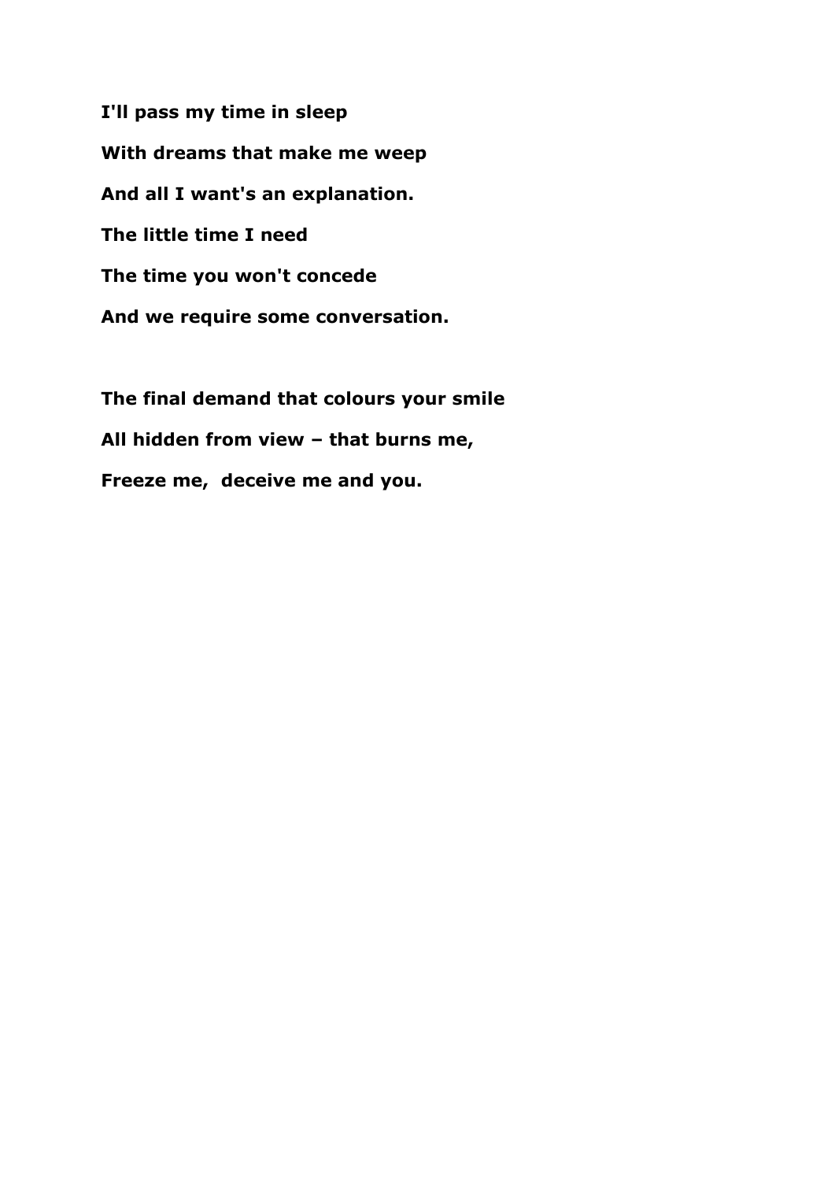**I'll pass my time in sleep**

**With dreams that make me weep**

**And all I want's an explanation.**

**The little time I need**

**The time you won't concede**

**And we require some conversation.**

**The final demand that colours your smile**

**All hidden from view – that burns me,**

**Freeze me, deceive me and you.**